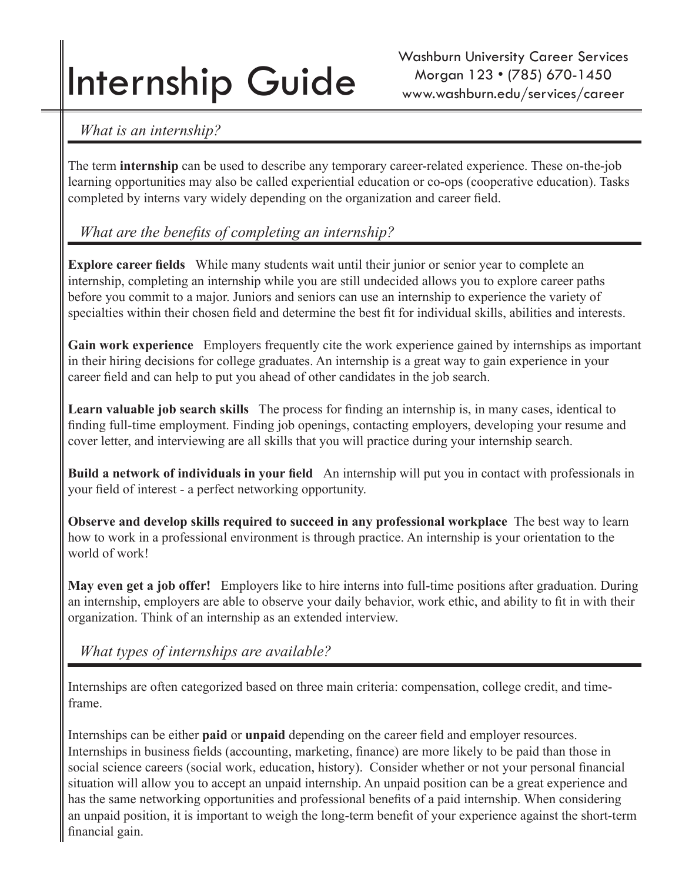# Internship Guide

Washburn University Career Services
Morgan 123 • (785) 670-1450
www.washburn.edu/services/career

## *What is an internship?*

The term **internship** can be used to describe any temporary career-related experience. These on-the-job learning opportunities may also be called experiential education or co-ops (cooperative education). Tasks completed by interns vary widely depending on the organization and career field.

## *What are the benefits of completing an internship?*

**Explore career fields** While many students wait until their junior or senior year to complete an internship, completing an internship while you are still undecided allows you to explore career paths before you commit to a major. Juniors and seniors can use an internship to experience the variety of specialties within their chosen field and determine the best fit for individual skills, abilities and interests.

**Gain work experience** Employers frequently cite the work experience gained by internships as important in their hiring decisions for college graduates. An internship is a great way to gain experience in your career field and can help to put you ahead of other candidates in the job search.

**Learn valuable job search skills** The process for finding an internship is, in many cases, identical to finding full-time employment. Finding job openings, contacting employers, developing your resume and cover letter, and interviewing are all skills that you will practice during your internship search.

**Build a network of individuals in your field** An internship will put you in contact with professionals in your field of interest - a perfect networking opportunity.

**Observe and develop skills required to succeed in any professional workplace** The best way to learn how to work in a professional environment is through practice. An internship is your orientation to the world of work!

**May even get a job offer!** Employers like to hire interns into full-time positions after graduation. During an internship, employers are able to observe your daily behavior, work ethic, and ability to fit in with their organization. Think of an internship as an extended interview.

## *What types of internships are available?*

Internships are often categorized based on three main criteria: compensation, college credit, and time-frame.

Internships can be either **paid** or **unpaid** depending on the career field and employer resources. Internships in business fields (accounting, marketing, finance) are more likely to be paid than those in social science careers (social work, education, history). Consider whether or not your personal financial situation will allow you to accept an unpaid internship. An unpaid position can be a great experience and has the same networking opportunities and professional benefits of a paid internship. When considering an unpaid position, it is important to weigh the long-term benefit of your experience against the short-term financial gain.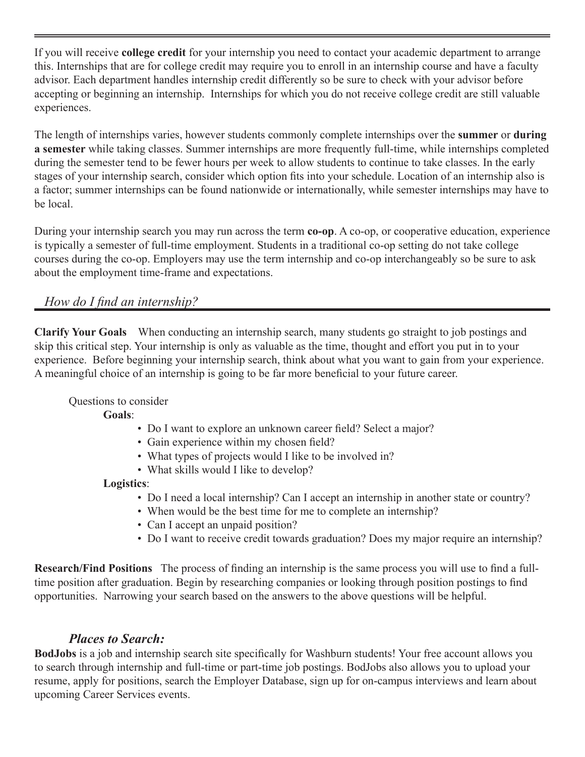If you will receive **college credit** for your internship you need to contact your academic department to arrange this. Internships that are for college credit may require you to enroll in an internship course and have a faculty advisor. Each department handles internship credit differently so be sure to check with your advisor before accepting or beginning an internship. Internships for which you do not receive college credit are still valuable experiences.

The length of internships varies, however students commonly complete internships over the **summer** or **during a semester** while taking classes. Summer internships are more frequently full-time, while internships completed during the semester tend to be fewer hours per week to allow students to continue to take classes. In the early stages of your internship search, consider which option fits into your schedule. Location of an internship also is a factor; summer internships can be found nationwide or internationally, while semester internships may have to be local.

During your internship search you may run across the term **co-op**. A co-op, or cooperative education, experience is typically a semester of full-time employment. Students in a traditional co-op setting do not take college courses during the co-op. Employers may use the term internship and co-op interchangeably so be sure to ask about the employment time-frame and expectations.

## *How do I find an internship?*

**Clarify Your Goals** When conducting an internship search, many students go straight to job postings and skip this critical step. Your internship is only as valuable as the time, thought and effort you put in to your experience. Before beginning your internship search, think about what you want to gain from your experience. A meaningful choice of an internship is going to be far more beneficial to your future career.

Questions to consider

**Goals**:

- Do I want to explore an unknown career field? Select a major?
- Gain experience within my chosen field?
- What types of projects would I like to be involved in?
- What skills would I like to develop?

**Logistics**:

- Do I need a local internship? Can I accept an internship in another state or country?
- When would be the best time for me to complete an internship?
- Can I accept an unpaid position?
- Do I want to receive credit towards graduation? Does my major require an internship?

**Research/Find Positions** The process of finding an internship is the same process you will use to find a full-time position after graduation. Begin by researching companies or looking through position postings to find opportunities. Narrowing your search based on the answers to the above questions will be helpful.

### *Places to Search:*

**BodJobs** is a job and internship search site specifically for Washburn students! Your free account allows you to search through internship and full-time or part-time job postings. BodJobs also allows you to upload your resume, apply for positions, search the Employer Database, sign up for on-campus interviews and learn about upcoming Career Services events.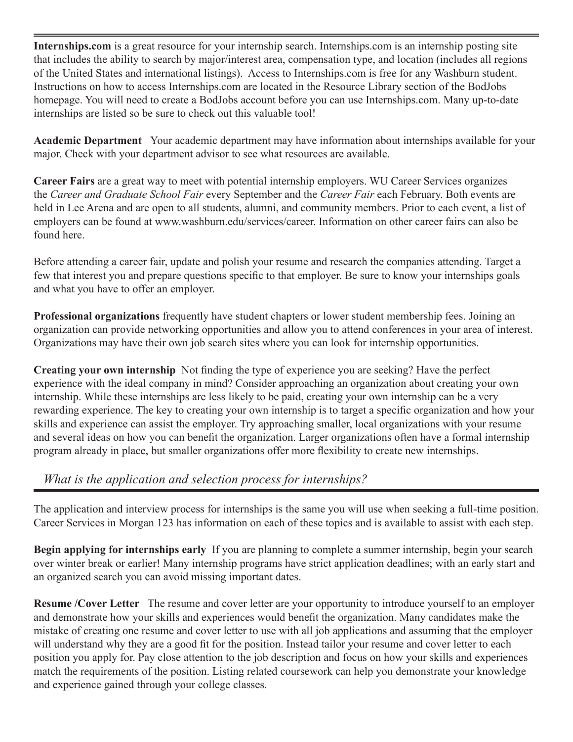**Internships.com** is a great resource for your internship search. Internships.com is an internship posting site that includes the ability to search by major/interest area, compensation type, and location (includes all regions of the United States and international listings). Access to Internships.com is free for any Washburn student. Instructions on how to access Internships.com are located in the Resource Library section of the BodJobs homepage. You will need to create a BodJobs account before you can use Internships.com. Many up-to-date internships are listed so be sure to check out this valuable tool!

**Academic Department** Your academic department may have information about internships available for your major. Check with your department advisor to see what resources are available.

**Career Fairs** are a great way to meet with potential internship employers. WU Career Services organizes the *Career and Graduate School Fair* every September and the *Career Fair* each February. Both events are held in Lee Arena and are open to all students, alumni, and community members. Prior to each event, a list of employers can be found at www.washburn.edu/services/career. Information on other career fairs can also be found here.

Before attending a career fair, update and polish your resume and research the companies attending. Target a few that interest you and prepare questions specific to that employer. Be sure to know your internships goals and what you have to offer an employer.

**Professional organizations** frequently have student chapters or lower student membership fees. Joining an organization can provide networking opportunities and allow you to attend conferences in your area of interest. Organizations may have their own job search sites where you can look for internship opportunities.

**Creating your own internship** Not finding the type of experience you are seeking? Have the perfect experience with the ideal company in mind? Consider approaching an organization about creating your own internship. While these internships are less likely to be paid, creating your own internship can be a very rewarding experience. The key to creating your own internship is to target a specific organization and how your skills and experience can assist the employer. Try approaching smaller, local organizations with your resume and several ideas on how you can benefit the organization. Larger organizations often have a formal internship program already in place, but smaller organizations offer more flexibility to create new internships.

## *What is the application and selection process for internships?*

The application and interview process for internships is the same you will use when seeking a full-time position. Career Services in Morgan 123 has information on each of these topics and is available to assist with each step.

**Begin applying for internships early** If you are planning to complete a summer internship, begin your search over winter break or earlier! Many internship programs have strict application deadlines; with an early start and an organized search you can avoid missing important dates.

**Resume /Cover Letter** The resume and cover letter are your opportunity to introduce yourself to an employer and demonstrate how your skills and experiences would benefit the organization. Many candidates make the mistake of creating one resume and cover letter to use with all job applications and assuming that the employer will understand why they are a good fit for the position. Instead tailor your resume and cover letter to each position you apply for. Pay close attention to the job description and focus on how your skills and experiences match the requirements of the position. Listing related coursework can help you demonstrate your knowledge and experience gained through your college classes.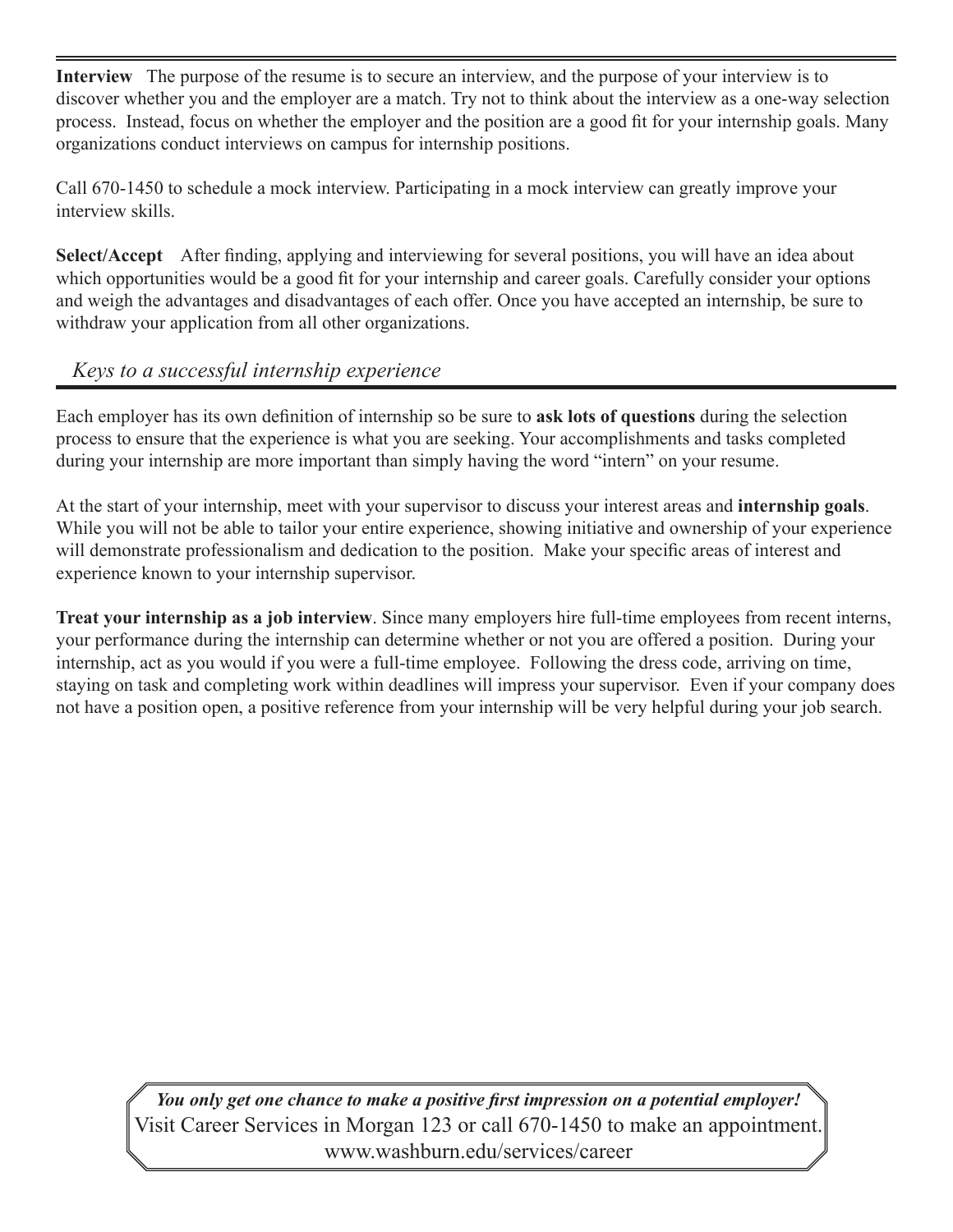**Interview** The purpose of the resume is to secure an interview, and the purpose of your interview is to discover whether you and the employer are a match. Try not to think about the interview as a one-way selection process. Instead, focus on whether the employer and the position are a good fit for your internship goals. Many organizations conduct interviews on campus for internship positions.

Call 670-1450 to schedule a mock interview. Participating in a mock interview can greatly improve your interview skills.

**Select/Accept** After finding, applying and interviewing for several positions, you will have an idea about which opportunities would be a good fit for your internship and career goals. Carefully consider your options and weigh the advantages and disadvantages of each offer. Once you have accepted an internship, be sure to withdraw your application from all other organizations.

## *Keys to a successful internship experience*

Each employer has its own definition of internship so be sure to **ask lots of questions** during the selection process to ensure that the experience is what you are seeking. Your accomplishments and tasks completed during your internship are more important than simply having the word "intern" on your resume.

At the start of your internship, meet with your supervisor to discuss your interest areas and **internship goals**. While you will not be able to tailor your entire experience, showing initiative and ownership of your experience will demonstrate professionalism and dedication to the position. Make your specific areas of interest and experience known to your internship supervisor.

**Treat your internship as a job interview**. Since many employers hire full-time employees from recent interns, your performance during the internship can determine whether or not you are offered a position. During your internship, act as you would if you were a full-time employee. Following the dress code, arriving on time, staying on task and completing work within deadlines will impress your supervisor. Even if your company does not have a position open, a positive reference from your internship will be very helpful during your job search.

***You only get one chance to make a positive first impression on a potential employer!***

Visit Career Services in Morgan 123 or call 670-1450 to make an appointment.

www.washburn.edu/services/career